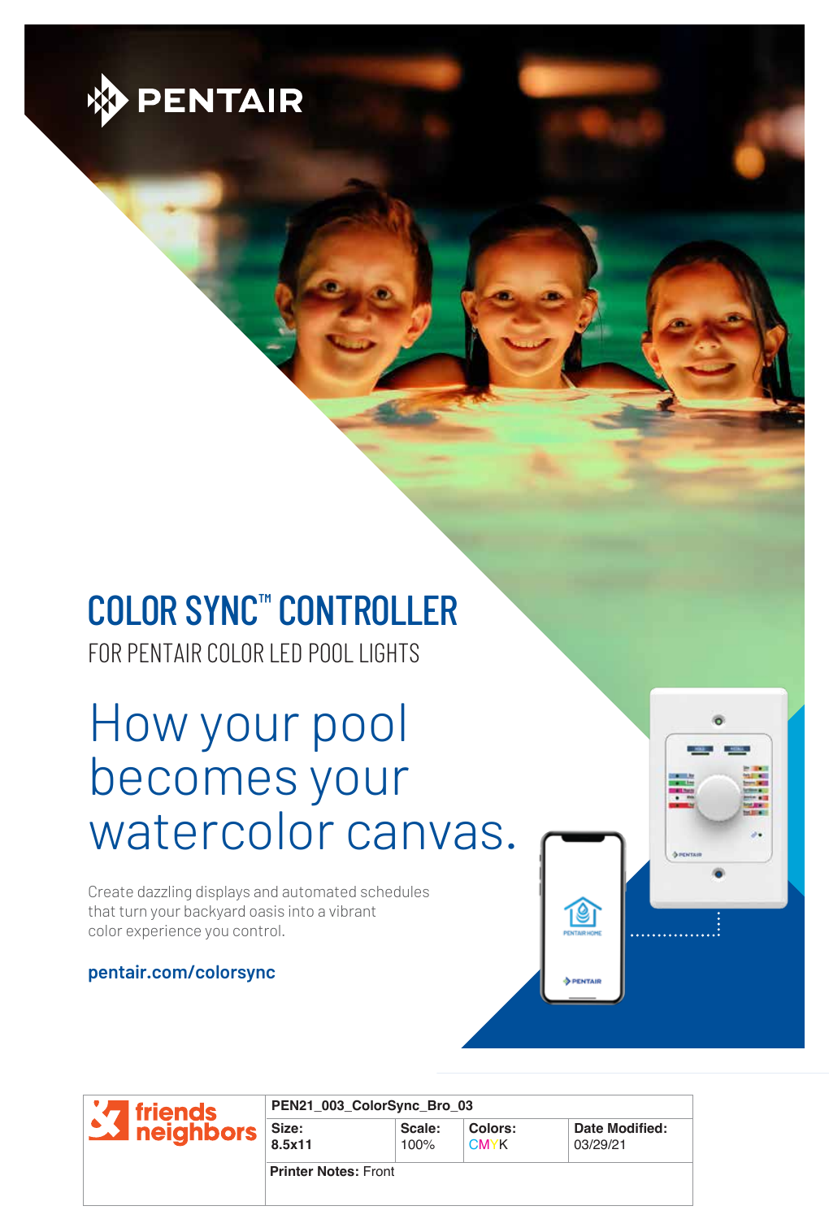PENTAIR

# COLOR SYNC™ CONTROLLER

## FOR PENTAIR COLOR LED POOL LIGHTS

# How your pool becomes your watercolor canvas.

Create dazzling displays and automated schedules that turn your backyard oasis into a vibrant color experience you control.

**pentair.com/colorsync**

| friends & neighbors | PEN21_003_ColorSync_Bro_03 | | | |
|---|---|---|---|---|
| | **Size:** 8.5x11 | **Scale:** 100% | **Colors:** CMYK | **Date Modified:** 03/29/21 |
| | **Printer Notes:** Front | | | |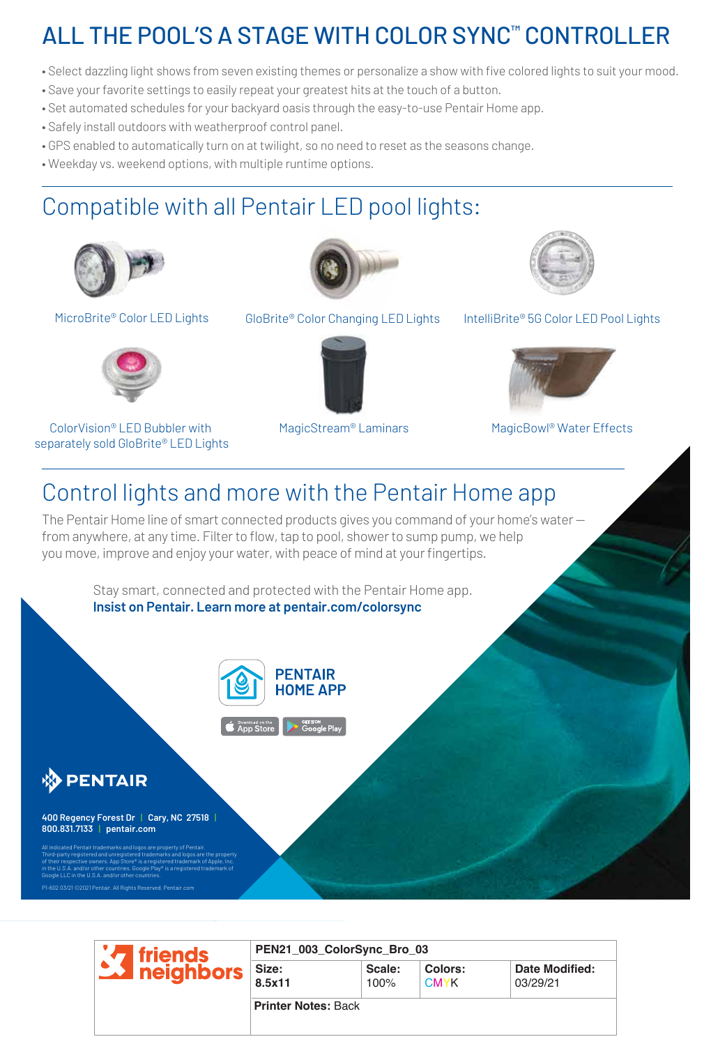# ALL THE POOL'S A STAGE WITH COLOR SYNC™ CONTROLLER

- Select dazzling light shows from seven existing themes or personalize a show with five colored lights to suit your mood.
- Save your favorite settings to easily repeat your greatest hits at the touch of a button.
- Set automated schedules for your backyard oasis through the easy-to-use Pentair Home app.
- Safely install outdoors with weatherproof control panel.
- GPS enabled to automatically turn on at twilight, so no need to reset as the seasons change.
- Weekday vs. weekend options, with multiple runtime options.

## Compatible with all Pentair LED pool lights:

MicroBrite® Color LED Lights

GloBrite® Color Changing LED Lights

IntelliBrite® 5G Color LED Pool Lights

ColorVision® LED Bubbler with separately sold GloBrite® LED Lights

MagicStream® Laminars

MagicBowl® Water Effects

## Control lights and more with the Pentair Home app

The Pentair Home line of smart connected products gives you command of your home's water — from anywhere, at any time. Filter to flow, tap to pool, shower to sump pump, we help you move, improve and enjoy your water, with peace of mind at your fingertips.

Stay smart, connected and protected with the Pentair Home app.
**Insist on Pentair. Learn more at pentair.com/colorsync**

**PENTAIR HOME APP**

Download on the App Store | GET IT ON Google Play

**PENTAIR**

**400 Regency Forest Dr | Cary, NC 27518 | 800.831.7133 | pentair.com**

All indicated Pentair trademarks and logos are property of Pentair. Third-party registered and unregistered trademarks and logos are the property of their respective owners. App Store® is a registered trademark of Apple, Inc. in the U.S.A. and/or other countries. Google Play® is a registered trademark of Google LLC in the U.S.A. and/or other countries.

P1-602 03/21 ©2021 Pentair. All Rights Reserved. Pentair.com

| friends neighbors | PEN21_003_ColorSync_Bro_03 | | |
|---|---|---|---|
| | **Size:** 8.5x11 | **Scale:** 100% | **Colors:** CMYK | **Date Modified:** 03/29/21 |
| | **Printer Notes:** Back | | | |